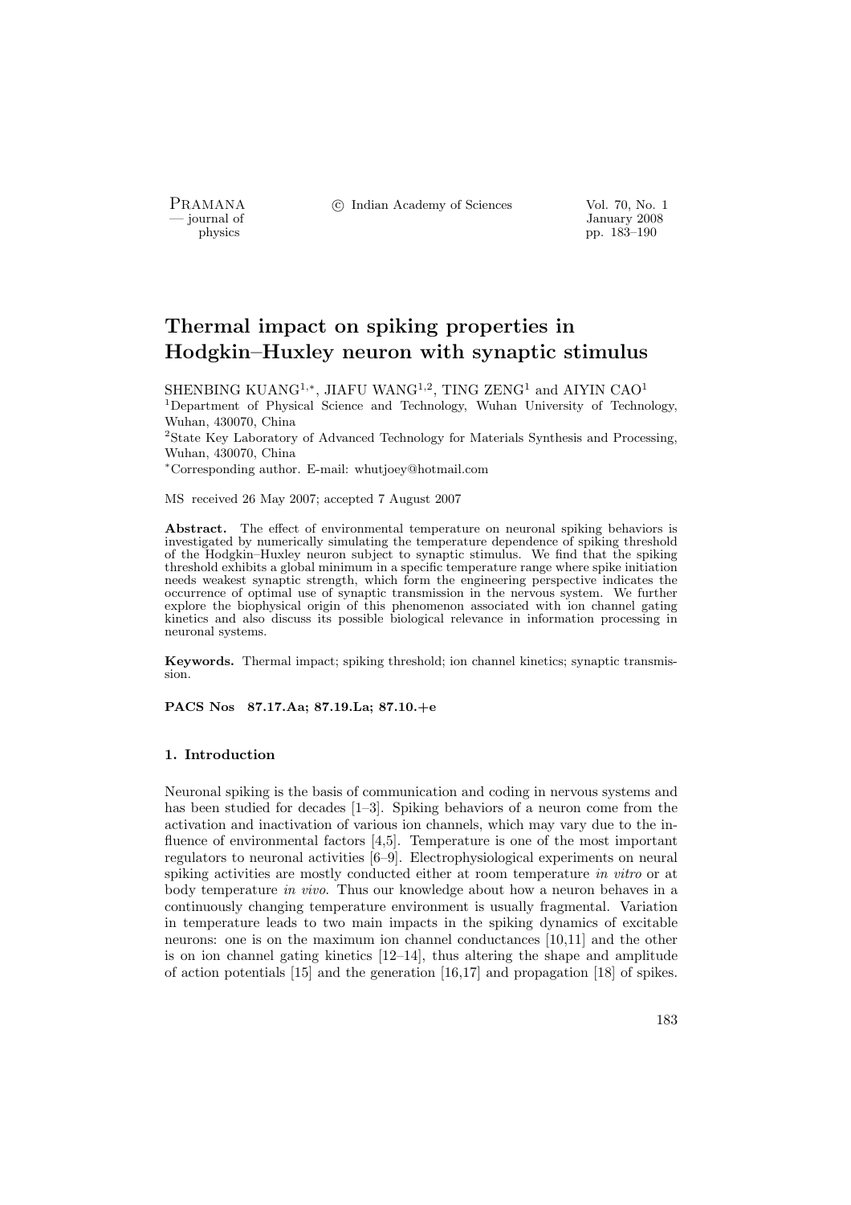# Thermal impact on spiking properties in Hodgkin–Huxley neuron with synaptic stimulus

SHENBING KUANG[1,*], JIAFU WANG[1,2], TING ZENG[1] and AIYIN CAO[1]

[1]Department of Physical Science and Technology, Wuhan University of Technology, Wuhan, 430070, China

[2]State Key Laboratory of Advanced Technology for Materials Synthesis and Processing, Wuhan, 430070, China

[*]Corresponding author. E-mail: whutjoey@hotmail.com

MS received 26 May 2007; accepted 7 August 2007

**Abstract.** The effect of environmental temperature on neuronal spiking behaviors is investigated by numerically simulating the temperature dependence of spiking threshold of the Hodgkin–Huxley neuron subject to synaptic stimulus. We find that the spiking threshold exhibits a global minimum in a specific temperature range where spike initiation needs weakest synaptic strength, which form the engineering perspective indicates the occurrence of optimal use of synaptic transmission in the nervous system. We further explore the biophysical origin of this phenomenon associated with ion channel gating kinetics and also discuss its possible biological relevance in information processing in neuronal systems.

**Keywords.** Thermal impact; spiking threshold; ion channel kinetics; synaptic transmission.

**PACS Nos 87.17.Aa; 87.19.La; 87.10.+e**

## 1. Introduction

Neuronal spiking is the basis of communication and coding in nervous systems and has been studied for decades [1–3]. Spiking behaviors of a neuron come from the activation and inactivation of various ion channels, which may vary due to the influence of environmental factors [4,5]. Temperature is one of the most important regulators to neuronal activities [6–9]. Electrophysiological experiments on neural spiking activities are mostly conducted either at room temperature *in vitro* or at body temperature *in vivo*. Thus our knowledge about how a neuron behaves in a continuously changing temperature environment is usually fragmental. Variation in temperature leads to two main impacts in the spiking dynamics of excitable neurons: one is on the maximum ion channel conductances [10,11] and the other is on ion channel gating kinetics [12–14], thus altering the shape and amplitude of action potentials [15] and the generation [16,17] and propagation [18] of spikes.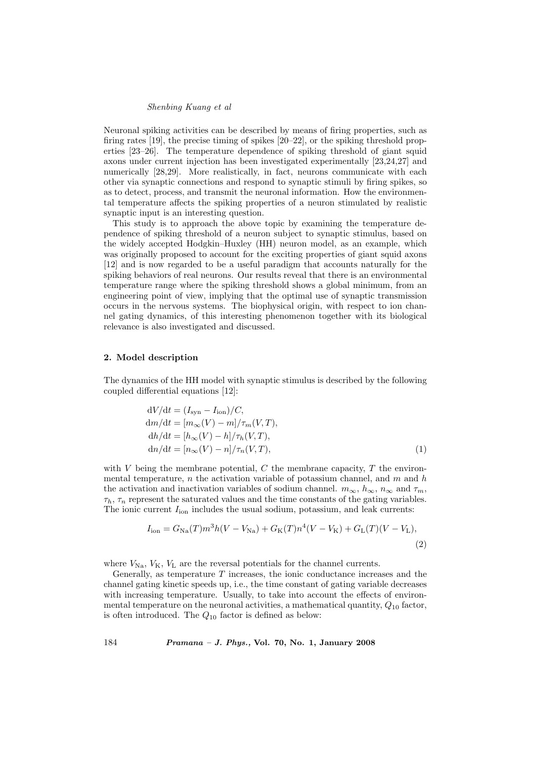Neuronal spiking activities can be described by means of firing properties, such as firing rates [19], the precise timing of spikes [20–22], or the spiking threshold properties [23–26]. The temperature dependence of spiking threshold of giant squid axons under current injection has been investigated experimentally [23,24,27] and numerically [28,29]. More realistically, in fact, neurons communicate with each other via synaptic connections and respond to synaptic stimuli by firing spikes, so as to detect, process, and transmit the neuronal information. How the environmental temperature affects the spiking properties of a neuron stimulated by realistic synaptic input is an interesting question.

This study is to approach the above topic by examining the temperature dependence of spiking threshold of a neuron subject to synaptic stimulus, based on the widely accepted Hodgkin–Huxley (HH) neuron model, as an example, which was originally proposed to account for the exciting properties of giant squid axons [12] and is now regarded to be a useful paradigm that accounts naturally for the spiking behaviors of real neurons. Our results reveal that there is an environmental temperature range where the spiking threshold shows a global minimum, from an engineering point of view, implying that the optimal use of synaptic transmission occurs in the nervous systems. The biophysical origin, with respect to ion channel gating dynamics, of this interesting phenomenon together with its biological relevance is also investigated and discussed.

## 2. Model description

The dynamics of the HH model with synaptic stimulus is described by the following coupled differential equations [12]:

$$
\begin{aligned}
\mathrm{d}V/\mathrm{d}t &= (I_{\mathrm{syn}} - I_{\mathrm{ion}})/C, \\
\mathrm{d}m/\mathrm{d}t &= [m_{\infty}(V) - m]/\tau_m(V,T), \\
\mathrm{d}h/\mathrm{d}t &= [h_{\infty}(V) - h]/\tau_h(V,T), \\
\mathrm{d}n/\mathrm{d}t &= [n_{\infty}(V) - n]/\tau_n(V,T),
\end{aligned} \tag{1}
$$

with $V$ being the membrane potential, $C$ the membrane capacity, $T$ the environmental temperature, $n$ the activation variable of potassium channel, and $m$ and $h$ the activation and inactivation variables of sodium channel. $m_{\infty}$, $h_{\infty}$, $n_{\infty}$ and $\tau_m$, $\tau_h$, $\tau_n$ represent the saturated values and the time constants of the gating variables. The ionic current $I_{\mathrm{ion}}$ includes the usual sodium, potassium, and leak currents:

$$
I_{\mathrm{ion}} = G_{\mathrm{Na}}(T)m^3h(V - V_{\mathrm{Na}}) + G_{\mathrm{K}}(T)n^4(V - V_{\mathrm{K}}) + G_{\mathrm{L}}(T)(V - V_{\mathrm{L}}), \tag{2}
$$

where $V_{\mathrm{Na}}$, $V_{\mathrm{K}}$, $V_{\mathrm{L}}$ are the reversal potentials for the channel currents.

Generally, as temperature $T$ increases, the ionic conductance increases and the channel gating kinetic speeds up, i.e., the time constant of gating variable decreases with increasing temperature. Usually, to take into account the effects of environmental temperature on the neuronal activities, a mathematical quantity, $Q_{10}$ factor, is often introduced. The $Q_{10}$ factor is defined as below: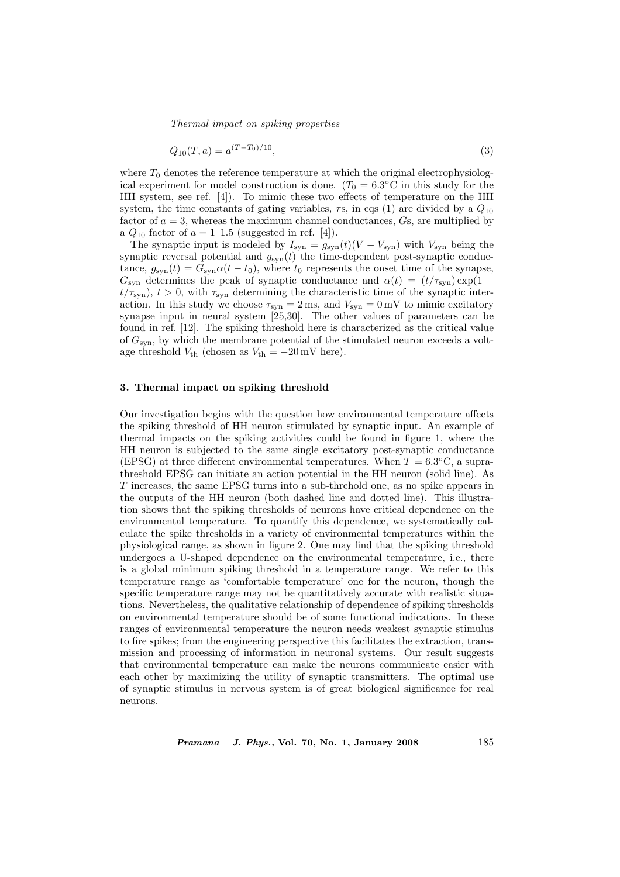$$Q_{10}(T, a) = a^{(T-T_0)/10}, \tag{3}$$

where $T_0$ denotes the reference temperature at which the original electrophysiological experiment for model construction is done. ($T_0 = 6.3^\circ$C in this study for the HH system, see ref. [4]). To mimic these two effects of temperature on the HH system, the time constants of gating variables, $\tau$s, in eqs (1) are divided by a $Q_{10}$ factor of $a = 3$, whereas the maximum channel conductances, $G$s, are multiplied by a $Q_{10}$ factor of $a =$ 1–1.5 (suggested in ref. [4]).

The synaptic input is modeled by $I_{\rm syn} = g_{\rm syn}(t)(V - V_{\rm syn})$ with $V_{\rm syn}$ being the synaptic reversal potential and $g_{\rm syn}(t)$ the time-dependent post-synaptic conductance, $g_{\rm syn}(t) = G_{\rm syn}\alpha(t - t_0)$, where $t_0$ represents the onset time of the synapse, $G_{\rm syn}$ determines the peak of synaptic conductance and $\alpha(t) = (t/\tau_{\rm syn})\exp(1 - t/\tau_{\rm syn})$, $t > 0$, with $\tau_{\rm syn}$ determining the characteristic time of the synaptic interaction. In this study we choose $\tau_{\rm syn} = 2$ ms, and $V_{\rm syn} = 0$ mV to mimic excitatory synapse input in neural system [25,30]. The other values of parameters can be found in ref. [12]. The spiking threshold here is characterized as the critical value of $G_{\rm syn}$, by which the membrane potential of the stimulated neuron exceeds a voltage threshold $V_{\rm th}$ (chosen as $V_{\rm th} = -20$ mV here).

### 3. Thermal impact on spiking threshold

Our investigation begins with the question how environmental temperature affects the spiking threshold of HH neuron stimulated by synaptic input. An example of thermal impacts on the spiking activities could be found in figure 1, where the HH neuron is subjected to the same single excitatory post-synaptic conductance (EPSG) at three different environmental temperatures. When $T = 6.3^\circ$C, a suprathreshold EPSG can initiate an action potential in the HH neuron (solid line). As $T$ increases, the same EPSG turns into a sub-threhold one, as no spike appears in the outputs of the HH neuron (both dashed line and dotted line). This illustration shows that the spiking thresholds of neurons have critical dependence on the environmental temperature. To quantify this dependence, we systematically calculate the spike thresholds in a variety of environmental temperatures within the physiological range, as shown in figure 2. One may find that the spiking threshold undergoes a U-shaped dependence on the environmental temperature, i.e., there is a global minimum spiking threshold in a temperature range. We refer to this temperature range as 'comfortable temperature' one for the neuron, though the specific temperature range may not be quantitatively accurate with realistic situations. Nevertheless, the qualitative relationship of dependence of spiking thresholds on environmental temperature should be of some functional indications. In these ranges of environmental temperature the neuron needs weakest synaptic stimulus to fire spikes; from the engineering perspective this facilitates the extraction, transmission and processing of information in neuronal systems. Our result suggests that environmental temperature can make the neurons communicate easier with each other by maximizing the utility of synaptic transmitters. The optimal use of synaptic stimulus in nervous system is of great biological significance for real neurons.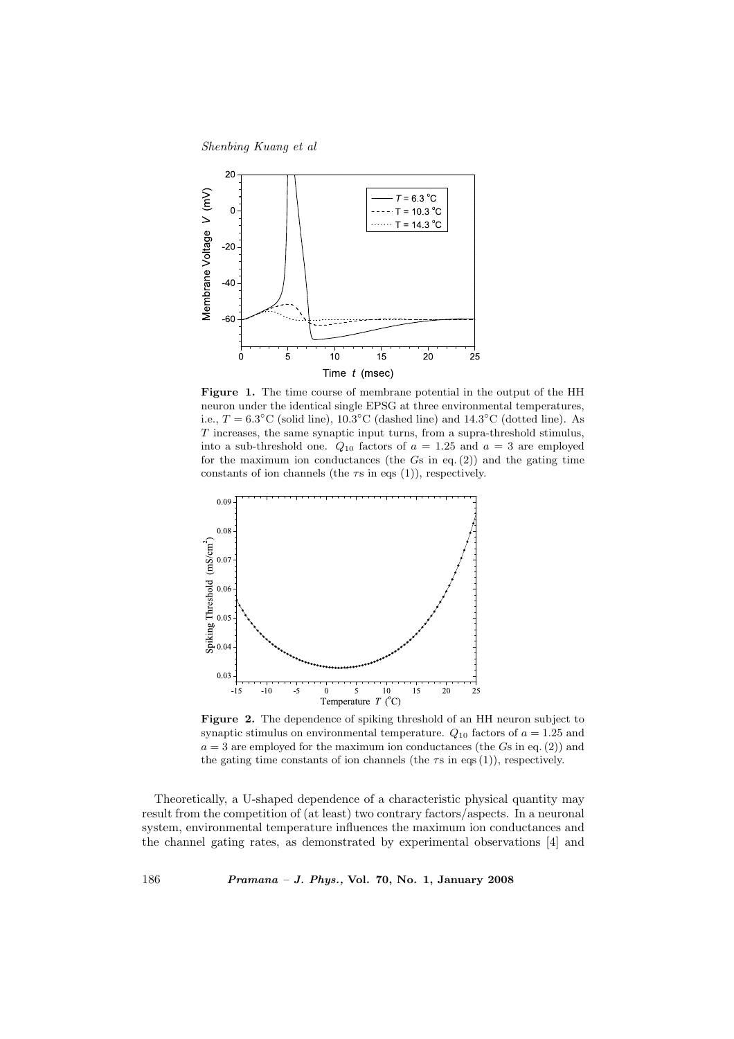**Figure 1.** The time course of membrane potential in the output of the HH neuron under the identical single EPSG at three environmental temperatures, i.e., $T = 6.3^{\circ}$C (solid line), $10.3^{\circ}$C (dashed line) and $14.3^{\circ}$C (dotted line). As $T$ increases, the same synaptic input turns, from a supra-threshold stimulus, into a sub-threshold one. $Q_{10}$ factors of $a = 1.25$ and $a = 3$ are employed for the maximum ion conductances (the $G$s in eq. (2)) and the gating time constants of ion channels (the $\tau$s in eqs (1)), respectively.

**Figure 2.** The dependence of spiking threshold of an HH neuron subject to synaptic stimulus on environmental temperature. $Q_{10}$ factors of $a = 1.25$ and $a = 3$ are employed for the maximum ion conductances (the $G$s in eq. (2)) and the gating time constants of ion channels (the $\tau$s in eqs (1)), respectively.

Theoretically, a U-shaped dependence of a characteristic physical quantity may result from the competition of (at least) two contrary factors/aspects. In a neuronal system, environmental temperature influences the maximum ion conductances and the channel gating rates, as demonstrated by experimental observations [4] and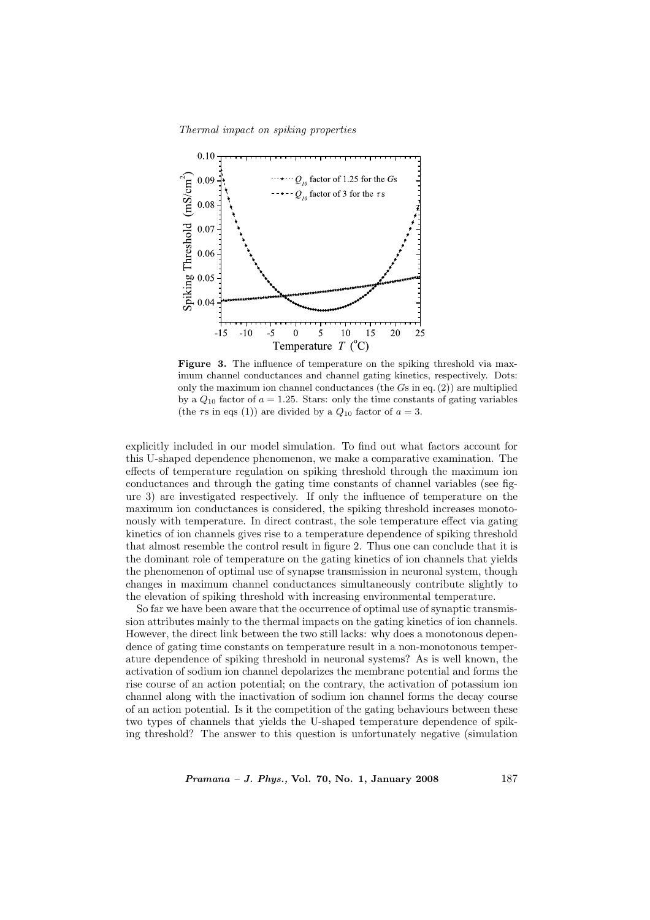**Figure 3.** The influence of temperature on the spiking threshold via maximum channel conductances and channel gating kinetics, respectively. Dots: only the maximum ion channel conductances (the $G$s in eq. (2)) are multiplied by a $Q_{10}$ factor of $a = 1.25$. Stars: only the time constants of gating variables (the $\tau$s in eqs (1)) are divided by a $Q_{10}$ factor of $a = 3$.

explicitly included in our model simulation. To find out what factors account for this U-shaped dependence phenomenon, we make a comparative examination. The effects of temperature regulation on spiking threshold through the maximum ion conductances and through the gating time constants of channel variables (see figure 3) are investigated respectively. If only the influence of temperature on the maximum ion conductances is considered, the spiking threshold increases monotonously with temperature. In direct contrast, the sole temperature effect via gating kinetics of ion channels gives rise to a temperature dependence of spiking threshold that almost resemble the control result in figure 2. Thus one can conclude that it is the dominant role of temperature on the gating kinetics of ion channels that yields the phenomenon of optimal use of synapse transmission in neuronal system, though changes in maximum channel conductances simultaneously contribute slightly to the elevation of spiking threshold with increasing environmental temperature.

So far we have been aware that the occurrence of optimal use of synaptic transmission attributes mainly to the thermal impacts on the gating kinetics of ion channels. However, the direct link between the two still lacks: why does a monotonous dependence of gating time constants on temperature result in a non-monotonous temperature dependence of spiking threshold in neuronal systems? As is well known, the activation of sodium ion channel depolarizes the membrane potential and forms the rise course of an action potential; on the contrary, the activation of potassium ion channel along with the inactivation of sodium ion channel forms the decay course of an action potential. Is it the competition of the gating behaviours between these two types of channels that yields the U-shaped temperature dependence of spiking threshold? The answer to this question is unfortunately negative (simulation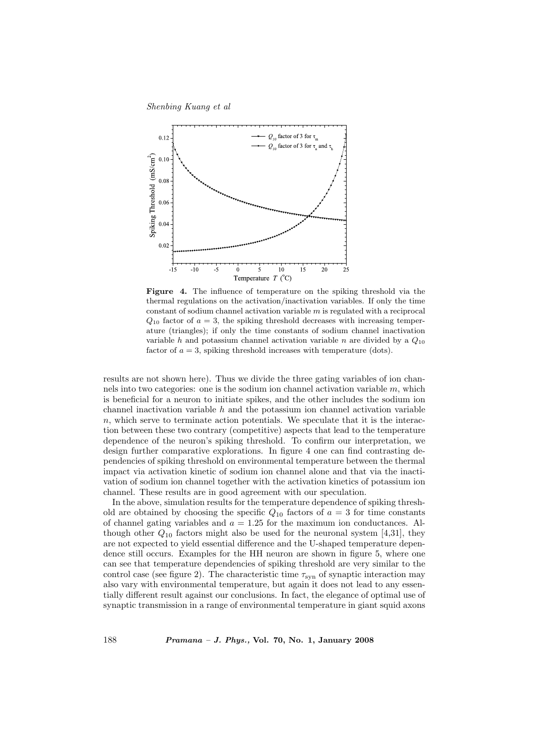**Figure 4.** The influence of temperature on the spiking threshold via the thermal regulations on the activation/inactivation variables. If only the time constant of sodium channel activation variable $m$ is regulated with a reciprocal $Q_{10}$ factor of $a = 3$, the spiking threshold decreases with increasing temperature (triangles); if only the time constants of sodium channel inactivation variable $h$ and potassium channel activation variable $n$ are divided by a $Q_{10}$ factor of $a = 3$, spiking threshold increases with temperature (dots).

results are not shown here). Thus we divide the three gating variables of ion channels into two categories: one is the sodium ion channel activation variable $m$, which is beneficial for a neuron to initiate spikes, and the other includes the sodium ion channel inactivation variable $h$ and the potassium ion channel activation variable $n$, which serve to terminate action potentials. We speculate that it is the interaction between these two contrary (competitive) aspects that lead to the temperature dependence of the neuron's spiking threshold. To confirm our interpretation, we design further comparative explorations. In figure 4 one can find contrasting dependencies of spiking threshold on environmental temperature between the thermal impact via activation kinetic of sodium ion channel alone and that via the inactivation of sodium ion channel together with the activation kinetics of potassium ion channel. These results are in good agreement with our speculation.

In the above, simulation results for the temperature dependence of spiking threshold are obtained by choosing the specific $Q_{10}$ factors of $a = 3$ for time constants of channel gating variables and $a = 1.25$ for the maximum ion conductances. Although other $Q_{10}$ factors might also be used for the neuronal system [4,31], they are not expected to yield essential difference and the U-shaped temperature dependence still occurs. Examples for the HH neuron are shown in figure 5, where one can see that temperature dependencies of spiking threshold are very similar to the control case (see figure 2). The characteristic time $\tau_{\mathrm{syn}}$ of synaptic interaction may also vary with environmental temperature, but again it does not lead to any essentially different result against our conclusions. In fact, the elegance of optimal use of synaptic transmission in a range of environmental temperature in giant squid axons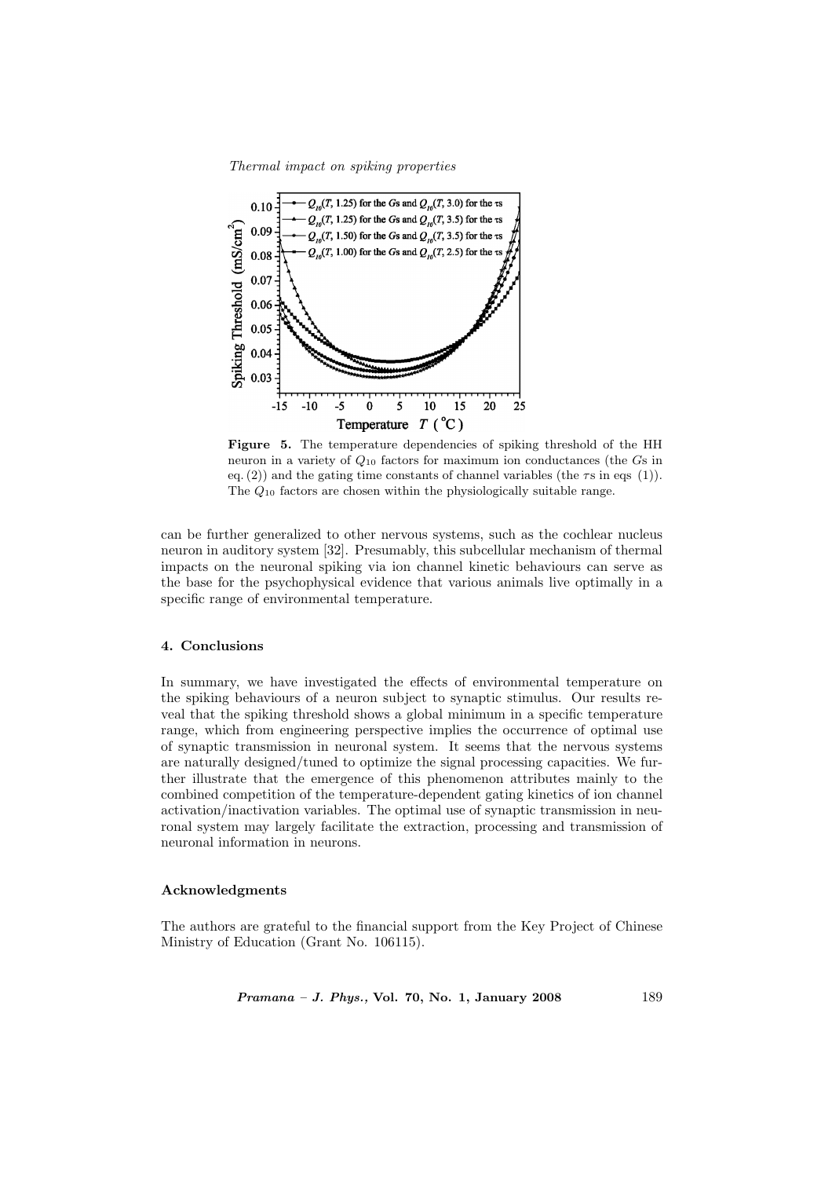**Figure 5.** The temperature dependencies of spiking threshold of the HH neuron in a variety of $Q_{10}$ factors for maximum ion conductances (the $G$s in eq. (2)) and the gating time constants of channel variables (the $\tau$s in eqs (1)). The $Q_{10}$ factors are chosen within the physiologically suitable range.

can be further generalized to other nervous systems, such as the cochlear nucleus neuron in auditory system [32]. Presumably, this subcellular mechanism of thermal impacts on the neuronal spiking via ion channel kinetic behaviours can serve as the base for the psychophysical evidence that various animals live optimally in a specific range of environmental temperature.

## 4. Conclusions

In summary, we have investigated the effects of environmental temperature on the spiking behaviours of a neuron subject to synaptic stimulus. Our results reveal that the spiking threshold shows a global minimum in a specific temperature range, which from engineering perspective implies the occurrence of optimal use of synaptic transmission in neuronal system. It seems that the nervous systems are naturally designed/tuned to optimize the signal processing capacities. We further illustrate that the emergence of this phenomenon attributes mainly to the combined competition of the temperature-dependent gating kinetics of ion channel activation/inactivation variables. The optimal use of synaptic transmission in neuronal system may largely facilitate the extraction, processing and transmission of neuronal information in neurons.

### Acknowledgments

The authors are grateful to the financial support from the Key Project of Chinese Ministry of Education (Grant No. 106115).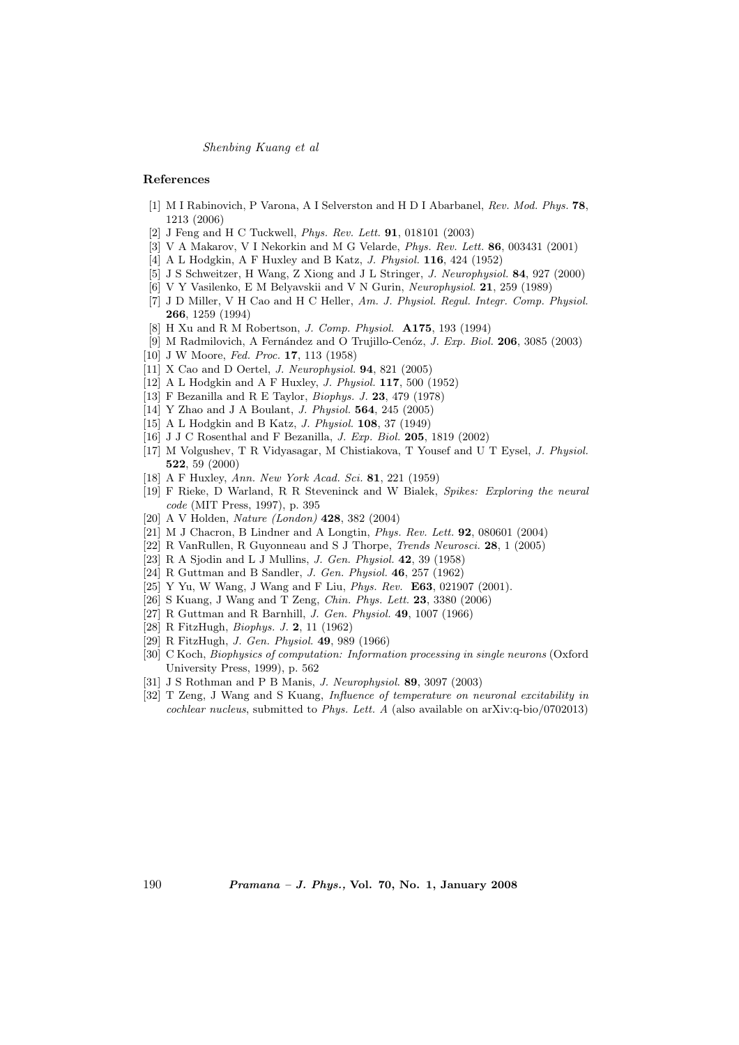## References

[1] M I Rabinovich, P Varona, A I Selverston and H D I Abarbanel, *Rev. Mod. Phys.* **78**, 1213 (2006)

[2] J Feng and H C Tuckwell, *Phys. Rev. Lett.* **91**, 018101 (2003)

[3] V A Makarov, V I Nekorkin and M G Velarde, *Phys. Rev. Lett.* **86**, 003431 (2001)

[4] A L Hodgkin, A F Huxley and B Katz, *J. Physiol.* **116**, 424 (1952)

[5] J S Schweitzer, H Wang, Z Xiong and J L Stringer, *J. Neurophysiol.* **84**, 927 (2000)

[6] V Y Vasilenko, E M Belyavskii and V N Gurin, *Neurophysiol.* **21**, 259 (1989)

[7] J D Miller, V H Cao and H C Heller, *Am. J. Physiol. Regul. Integr. Comp. Physiol.* **266**, 1259 (1994)

[8] H Xu and R M Robertson, *J. Comp. Physiol.* **A175**, 193 (1994)

[9] M Radmilovich, A Fernández and O Trujillo-Cenóz, *J. Exp. Biol.* **206**, 3085 (2003)

[10] J W Moore, *Fed. Proc.* **17**, 113 (1958)

[11] X Cao and D Oertel, *J. Neurophysiol.* **94**, 821 (2005)

[12] A L Hodgkin and A F Huxley, *J. Physiol.* **117**, 500 (1952)

[13] F Bezanilla and R E Taylor, *Biophys. J.* **23**, 479 (1978)

[14] Y Zhao and J A Boulant, *J. Physiol.* **564**, 245 (2005)

[15] A L Hodgkin and B Katz, *J. Physiol.* **108**, 37 (1949)

[16] J J C Rosenthal and F Bezanilla, *J. Exp. Biol.* **205**, 1819 (2002)

[17] M Volgushev, T R Vidyasagar, M Chistiakova, T Yousef and U T Eysel, *J. Physiol.* **522**, 59 (2000)

[18] A F Huxley, *Ann. New York Acad. Sci.* **81**, 221 (1959)

[19] F Rieke, D Warland, R R Steveninck and W Bialek, *Spikes: Exploring the neural code* (MIT Press, 1997), p. 395

[20] A V Holden, *Nature (London)* **428**, 382 (2004)

[21] M J Chacron, B Lindner and A Longtin, *Phys. Rev. Lett.* **92**, 080601 (2004)

[22] R VanRullen, R Guyonneau and S J Thorpe, *Trends Neurosci.* **28**, 1 (2005)

[23] R A Sjodin and L J Mullins, *J. Gen. Physiol.* **42**, 39 (1958)

[24] R Guttman and B Sandler, *J. Gen. Physiol.* **46**, 257 (1962)

[25] Y Yu, W Wang, J Wang and F Liu, *Phys. Rev.* **E63**, 021907 (2001).

[26] S Kuang, J Wang and T Zeng, *Chin. Phys. Lett.* **23**, 3380 (2006)

[27] R Guttman and R Barnhill, *J. Gen. Physiol.* **49**, 1007 (1966)

[28] R FitzHugh, *Biophys. J.* **2**, 11 (1962)

[29] R FitzHugh, *J. Gen. Physiol.* **49**, 989 (1966)

[30] C Koch, *Biophysics of computation: Information processing in single neurons* (Oxford University Press, 1999), p. 562

[31] J S Rothman and P B Manis, *J. Neurophysiol.* **89**, 3097 (2003)

[32] T Zeng, J Wang and S Kuang, *Influence of temperature on neuronal excitability in cochlear nucleus*, submitted to *Phys. Lett. A* (also available on arXiv:q-bio/0702013)